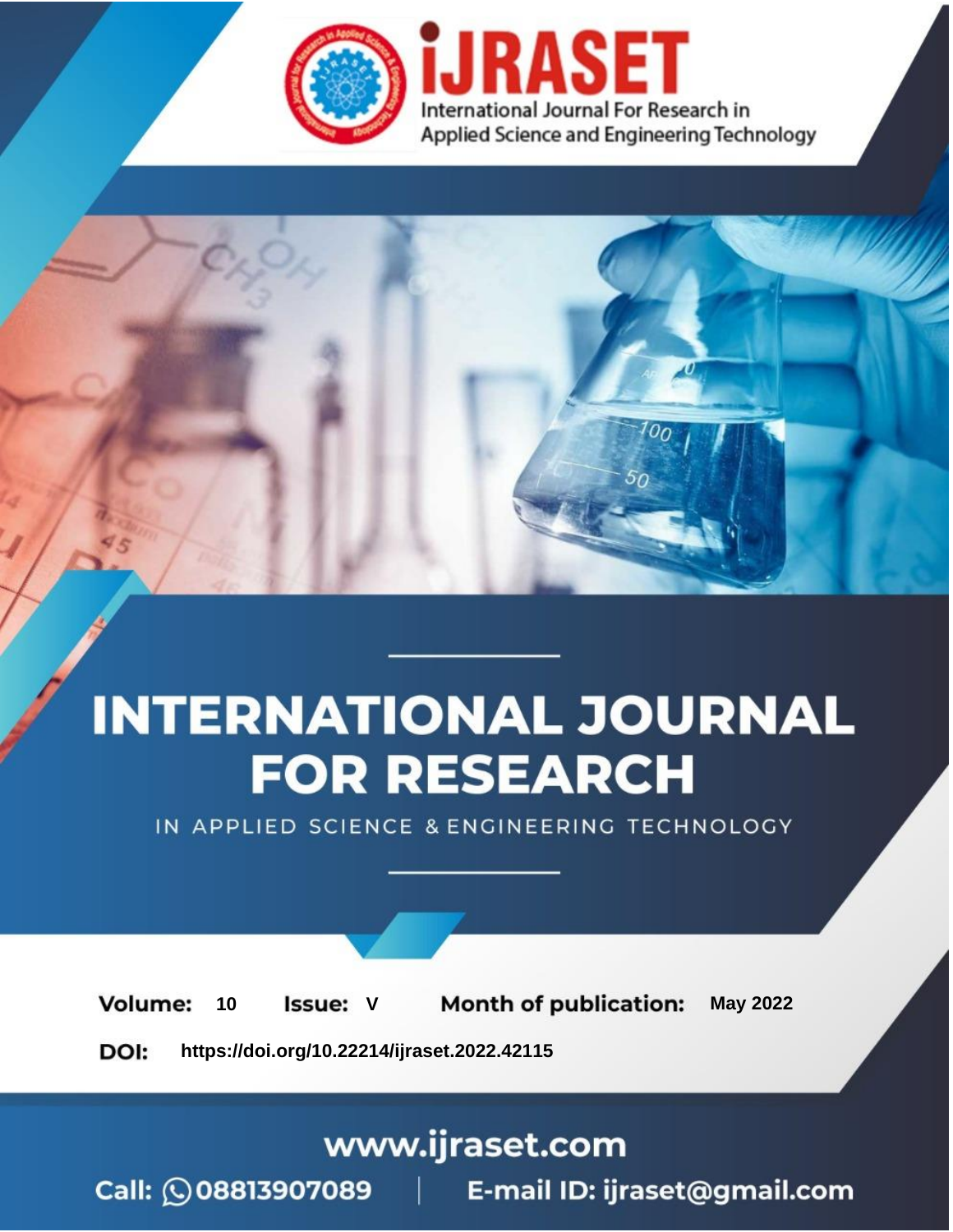iJRASET

International Journal For Research in Applied Science and Engineering Technology

# INTERNATIONAL JOURNAL FOR RESEARCH

IN APPLIED SCIENCE & ENGINEERING TECHNOLOGY

**Volume:** 10 **Issue:** V **Month of publication:** May 2022

**DOI:** https://doi.org/10.22214/ijraset.2022.42115

www.ijraset.com

Call: 08813907089 | E-mail ID: ijraset@gmail.com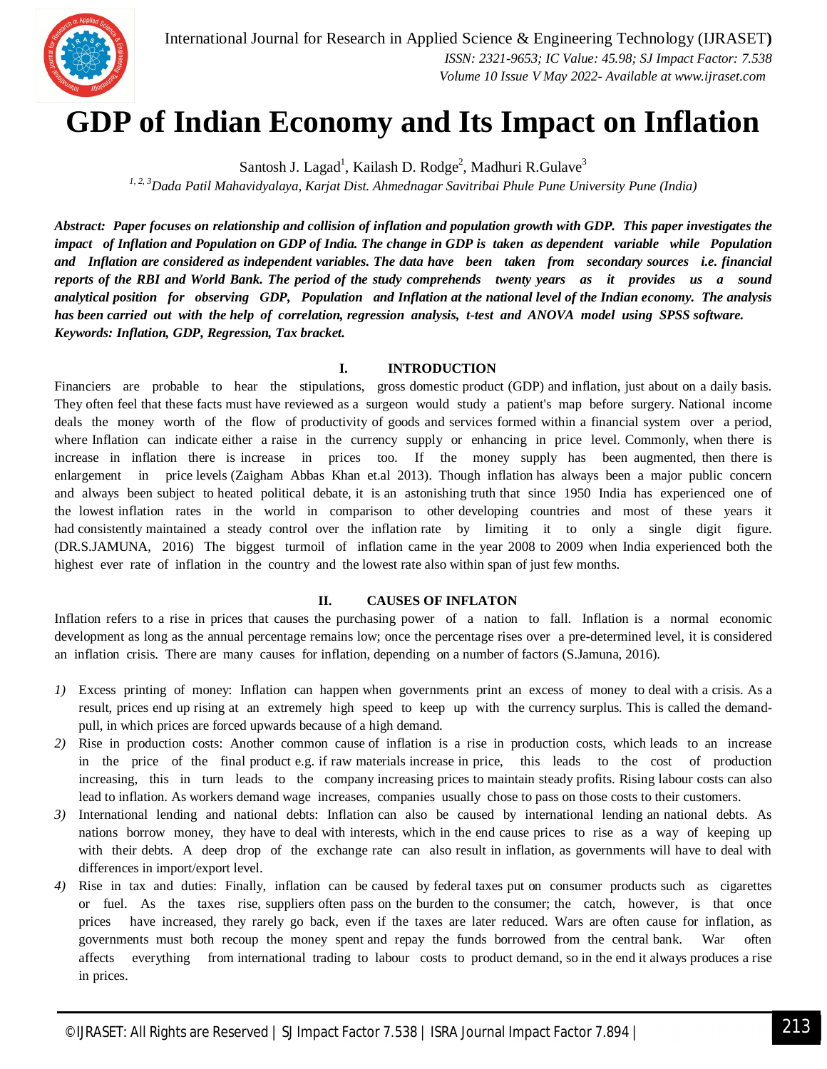# GDP of Indian Economy and Its Impact on Inflation

Santosh J. Lagad[1], Kailash D. Rodge[2], Madhuri R.Gulave[3]

[1, 2, 3]*Dada Patil Mahavidyalaya, Karjat Dist. Ahmednagar Savitribai Phule Pune University Pune (India)*

***Abstract:** Paper focuses on relationship and collision of inflation and population growth with GDP. This paper investigates the impact of Inflation and Population on GDP of India. The change in GDP is taken as dependent variable while Population and Inflation are considered as independent variables. The data have been taken from secondary sources i.e. financial reports of the RBI and World Bank. The period of the study comprehends twenty years as it provides us a sound analytical position for observing GDP, Population and Inflation at the national level of the Indian economy. The analysis has been carried out with the help of correlation, regression analysis, t-test and ANOVA model using SPSS software.*

***Keywords:** Inflation, GDP, Regression, Tax bracket.*

## I. INTRODUCTION

Financiers are probable to hear the stipulations, gross domestic product (GDP) and inflation, just about on a daily basis. They often feel that these facts must have reviewed as a surgeon would study a patient's map before surgery. National income deals the money worth of the flow of productivity of goods and services formed within a financial system over a period, where Inflation can indicate either a raise in the currency supply or enhancing in price level. Commonly, when there is increase in inflation there is increase in prices too. If the money supply has been augmented, then there is enlargement in price levels (Zaigham Abbas Khan et.al 2013). Though inflation has always been a major public concern and always been subject to heated political debate, it is an astonishing truth that since 1950 India has experienced one of the lowest inflation rates in the world in comparison to other developing countries and most of these years it had consistently maintained a steady control over the inflation rate by limiting it to only a single digit figure. (DR.S.JAMUNA, 2016) The biggest turmoil of inflation came in the year 2008 to 2009 when India experienced both the highest ever rate of inflation in the country and the lowest rate also within span of just few months.

## II. CAUSES OF INFLATON

Inflation refers to a rise in prices that causes the purchasing power of a nation to fall. Inflation is a normal economic development as long as the annual percentage remains low; once the percentage rises over a pre-determined level, it is considered an inflation crisis. There are many causes for inflation, depending on a number of factors (S.Jamuna, 2016).

1) Excess printing of money: Inflation can happen when governments print an excess of money to deal with a crisis. As a result, prices end up rising at an extremely high speed to keep up with the currency surplus. This is called the demand-pull, in which prices are forced upwards because of a high demand.
2) Rise in production costs: Another common cause of inflation is a rise in production costs, which leads to an increase in the price of the final product e.g. if raw materials increase in price, this leads to the cost of production increasing, this in turn leads to the company increasing prices to maintain steady profits. Rising labour costs can also lead to inflation. As workers demand wage increases, companies usually chose to pass on those costs to their customers.
3) International lending and national debts: Inflation can also be caused by international lending an national debts. As nations borrow money, they have to deal with interests, which in the end cause prices to rise as a way of keeping up with their debts. A deep drop of the exchange rate can also result in inflation, as governments will have to deal with differences in import/export level.
4) Rise in tax and duties: Finally, inflation can be caused by federal taxes put on consumer products such as cigarettes or fuel. As the taxes rise, suppliers often pass on the burden to the consumer; the catch, however, is that once prices have increased, they rarely go back, even if the taxes are later reduced. Wars are often cause for inflation, as governments must both recoup the money spent and repay the funds borrowed from the central bank. War often affects everything from international trading to labour costs to product demand, so in the end it always produces a rise in prices.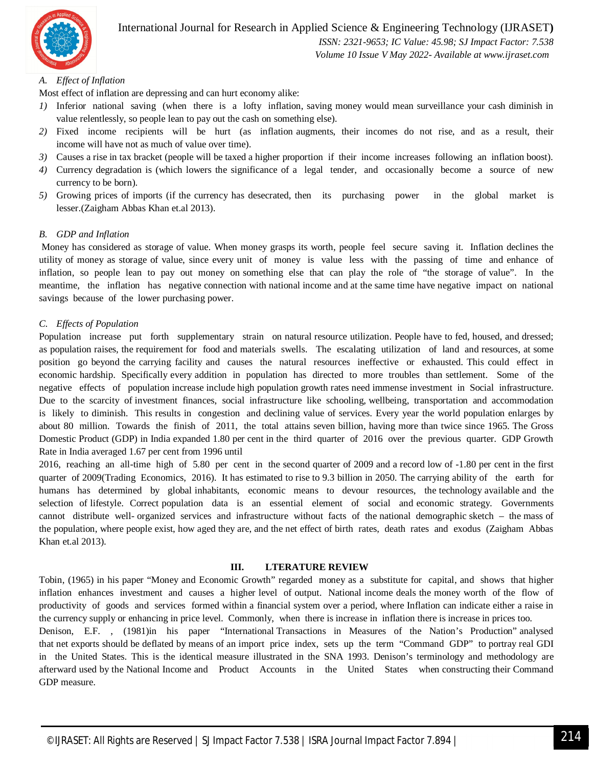### A. *Effect of Inflation*

Most effect of inflation are depressing and can hurt economy alike:

1) Inferior national saving (when there is a lofty inflation, saving money would mean surveillance your cash diminish in value relentlessly, so people lean to pay out the cash on something else).
2) Fixed income recipients will be hurt (as inflation augments, their incomes do not rise, and as a result, their income will have not as much of value over time).
3) Causes a rise in tax bracket (people will be taxed a higher proportion if their income increases following an inflation boost).
4) Currency degradation is (which lowers the significance of a legal tender, and occasionally become a source of new currency to be born).
5) Growing prices of imports (if the currency has desecrated, then its purchasing power in the global market is lesser.(Zaigham Abbas Khan et.al 2013).

### B. *GDP and Inflation*

Money has considered as storage of value. When money grasps its worth, people feel secure saving it. Inflation declines the utility of money as storage of value, since every unit of money is value less with the passing of time and enhance of inflation, so people lean to pay out money on something else that can play the role of "the storage of value". In the meantime, the inflation has negative connection with national income and at the same time have negative impact on national savings because of the lower purchasing power.

### C. *Effects of Population*

Population increase put forth supplementary strain on natural resource utilization. People have to fed, housed, and dressed; as population raises, the requirement for food and materials swells. The escalating utilization of land and resources, at some position go beyond the carrying facility and causes the natural resources ineffective or exhausted. This could effect in economic hardship. Specifically every addition in population has directed to more troubles than settlement. Some of the negative effects of population increase include high population growth rates need immense investment in Social infrastructure. Due to the scarcity of investment finances, social infrastructure like schooling, wellbeing, transportation and accommodation is likely to diminish. This results in congestion and declining value of services. Every year the world population enlarges by about 80 million. Towards the finish of 2011, the total attains seven billion, having more than twice since 1965. The Gross Domestic Product (GDP) in India expanded 1.80 per cent in the third quarter of 2016 over the previous quarter. GDP Growth Rate in India averaged 1.67 per cent from 1996 until

2016, reaching an all-time high of 5.80 per cent in the second quarter of 2009 and a record low of -1.80 per cent in the first quarter of 2009(Trading Economics, 2016). It has estimated to rise to 9.3 billion in 2050. The carrying ability of the earth for humans has determined by global inhabitants, economic means to devour resources, the technology available and the selection of lifestyle. Correct population data is an essential element of social and economic strategy. Governments cannot distribute well- organized services and infrastructure without facts of the national demographic sketch – the mass of the population, where people exist, how aged they are, and the net effect of birth rates, death rates and exodus (Zaigham Abbas Khan et.al 2013).

## III. LTERATURE REVIEW

Tobin, (1965) in his paper "Money and Economic Growth" regarded money as a substitute for capital, and shows that higher inflation enhances investment and causes a higher level of output. National income deals the money worth of the flow of productivity of goods and services formed within a financial system over a period, where Inflation can indicate either a raise in the currency supply or enhancing in price level. Commonly, when there is increase in inflation there is increase in prices too.

Denison, E.F. , (1981)in his paper "International Transactions in Measures of the Nation's Production" analysed that net exports should be deflated by means of an import price index, sets up the term "Command GDP" to portray real GDI in the United States. This is the identical measure illustrated in the SNA 1993. Denison's terminology and methodology are afterward used by the National Income and Product Accounts in the United States when constructing their Command GDP measure.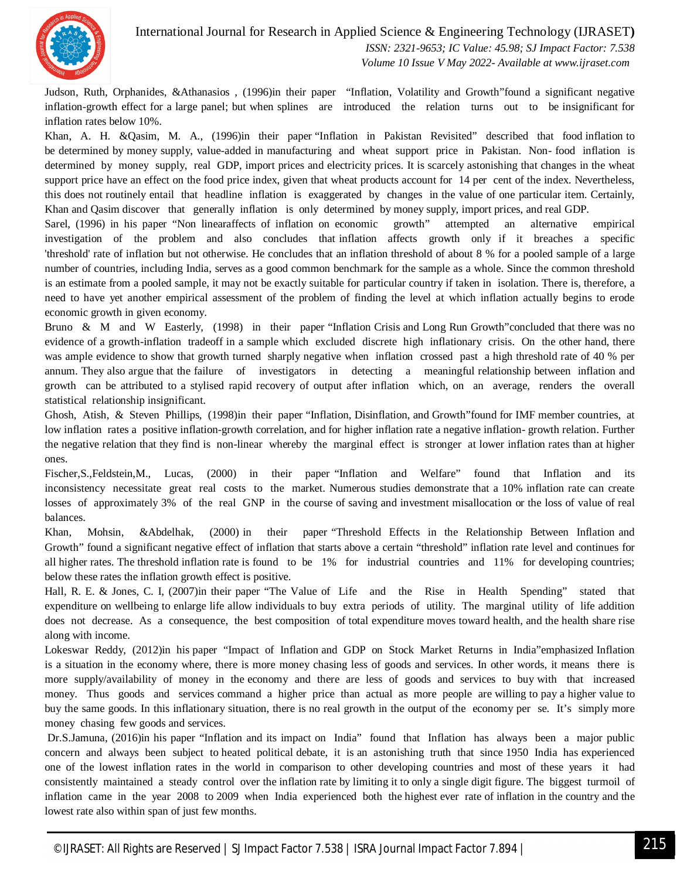Judson, Ruth, Orphanides, &Athanasios , (1996)in their paper "Inflation, Volatility and Growth"found a significant negative inflation-growth effect for a large panel; but when splines are introduced the relation turns out to be insignificant for inflation rates below 10%.

Khan, A. H. &Qasim, M. A., (1996)in their paper "Inflation in Pakistan Revisited" described that food inflation to be determined by money supply, value-added in manufacturing and wheat support price in Pakistan. Non- food inflation is determined by money supply, real GDP, import prices and electricity prices. It is scarcely astonishing that changes in the wheat support price have an effect on the food price index, given that wheat products account for 14 per cent of the index. Nevertheless, this does not routinely entail that headline inflation is exaggerated by changes in the value of one particular item. Certainly, Khan and Qasim discover that generally inflation is only determined by money supply, import prices, and real GDP.

Sarel, (1996) in his paper "Non linearaffects of inflation on economic growth" attempted an alternative empirical investigation of the problem and also concludes that inflation affects growth only if it breaches a specific 'threshold' rate of inflation but not otherwise. He concludes that an inflation threshold of about 8 % for a pooled sample of a large number of countries, including India, serves as a good common benchmark for the sample as a whole. Since the common threshold is an estimate from a pooled sample, it may not be exactly suitable for particular country if taken in isolation. There is, therefore, a need to have yet another empirical assessment of the problem of finding the level at which inflation actually begins to erode economic growth in given economy.

Bruno & M and W Easterly, (1998) in their paper "Inflation Crisis and Long Run Growth"concluded that there was no evidence of a growth-inflation tradeoff in a sample which excluded discrete high inflationary crisis. On the other hand, there was ample evidence to show that growth turned sharply negative when inflation crossed past a high threshold rate of 40 % per annum. They also argue that the failure of investigators in detecting a meaningful relationship between inflation and growth can be attributed to a stylised rapid recovery of output after inflation which, on an average, renders the overall statistical relationship insignificant.

Ghosh, Atish, & Steven Phillips, (1998)in their paper "Inflation, Disinflation, and Growth"found for IMF member countries, at low inflation rates a positive inflation-growth correlation, and for higher inflation rate a negative inflation- growth relation. Further the negative relation that they find is non-linear whereby the marginal effect is stronger at lower inflation rates than at higher ones.

Fischer,S.,Feldstein,M., Lucas, (2000) in their paper "Inflation and Welfare" found that Inflation and its inconsistency necessitate great real costs to the market. Numerous studies demonstrate that a 10% inflation rate can create losses of approximately 3% of the real GNP in the course of saving and investment misallocation or the loss of value of real balances.

Khan, Mohsin, &Abdelhak, (2000) in their paper "Threshold Effects in the Relationship Between Inflation and Growth" found a significant negative effect of inflation that starts above a certain "threshold" inflation rate level and continues for all higher rates. The threshold inflation rate is found to be 1% for industrial countries and 11% for developing countries; below these rates the inflation growth effect is positive.

Hall, R. E. & Jones, C. I, (2007)in their paper "The Value of Life and the Rise in Health Spending" stated that expenditure on wellbeing to enlarge life allow individuals to buy extra periods of utility. The marginal utility of life addition does not decrease. As a consequence, the best composition of total expenditure moves toward health, and the health share rise along with income.

Lokeswar Reddy, (2012)in his paper "Impact of Inflation and GDP on Stock Market Returns in India"emphasized Inflation is a situation in the economy where, there is more money chasing less of goods and services. In other words, it means there is more supply/availability of money in the economy and there are less of goods and services to buy with that increased money. Thus goods and services command a higher price than actual as more people are willing to pay a higher value to buy the same goods. In this inflationary situation, there is no real growth in the output of the economy per se. It's simply more money chasing few goods and services.

Dr.S.Jamuna, (2016)in his paper "Inflation and its impact on India" found that Inflation has always been a major public concern and always been subject to heated political debate, it is an astonishing truth that since 1950 India has experienced one of the lowest inflation rates in the world in comparison to other developing countries and most of these years it had consistently maintained a steady control over the inflation rate by limiting it to only a single digit figure. The biggest turmoil of inflation came in the year 2008 to 2009 when India experienced both the highest ever rate of inflation in the country and the lowest rate also within span of just few months.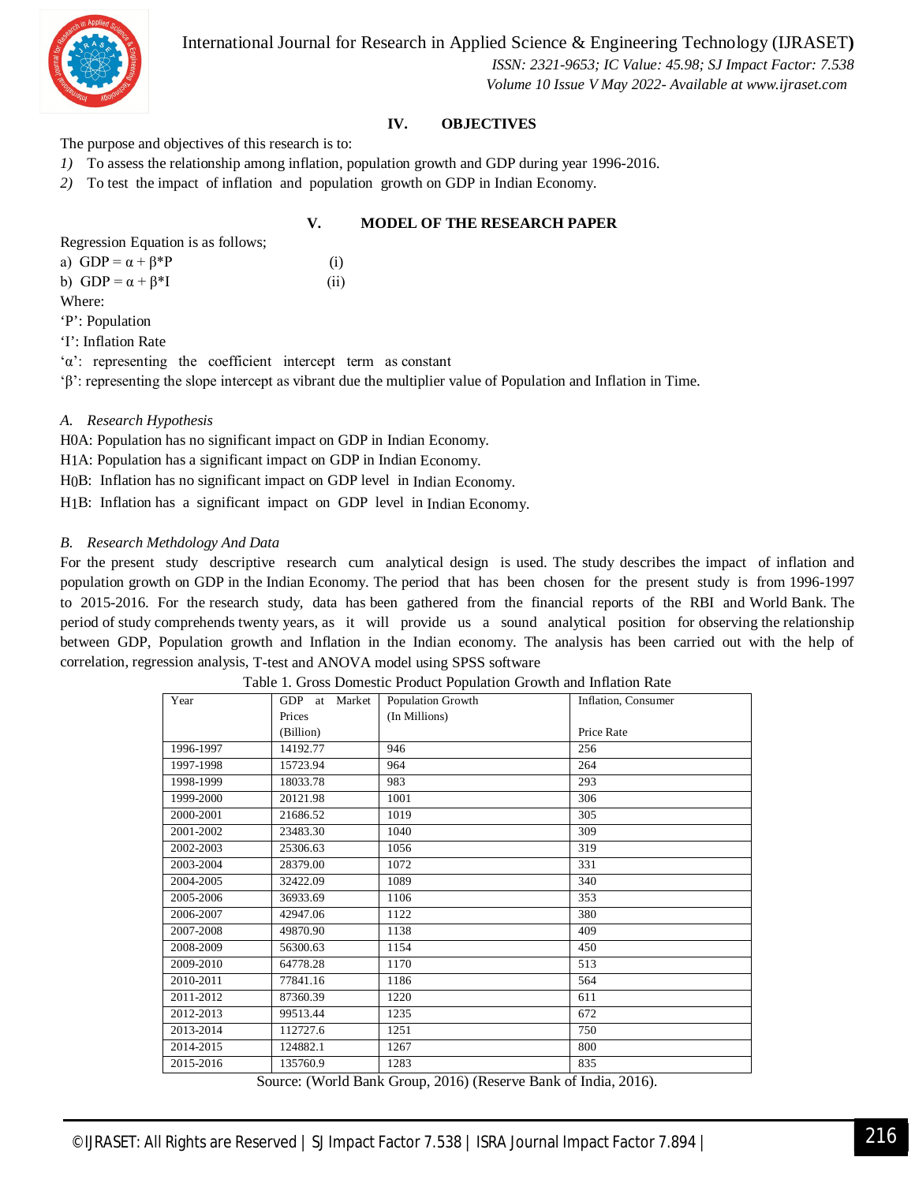## IV. OBJECTIVES

The purpose and objectives of this research is to:

1) To assess the relationship among inflation, population growth and GDP during year 1996-2016.
2) To test the impact of inflation and population growth on GDP in Indian Economy.

## V. MODEL OF THE RESEARCH PAPER

Regression Equation is as follows;

a) $GDP = \alpha + \beta * P$ (i)

b) $GDP = \alpha + \beta * I$ (ii)

Where:

'P': Population

'I': Inflation Rate

'α': representing the coefficient intercept term as constant

'β': representing the slope intercept as vibrant due the multiplier value of Population and Inflation in Time.

### *A. Research Hypothesis*

H0A: Population has no significant impact on GDP in Indian Economy.

H1A: Population has a significant impact on GDP in Indian Economy.

H0B: Inflation has no significant impact on GDP level in Indian Economy.

H1B: Inflation has a significant impact on GDP level in Indian Economy.

### *B. Research Methdology And Data*

For the present study descriptive research cum analytical design is used. The study describes the impact of inflation and population growth on GDP in the Indian Economy. The period that has been chosen for the present study is from 1996-1997 to 2015-2016. For the research study, data has been gathered from the financial reports of the RBI and World Bank. The period of study comprehends twenty years, as it will provide us a sound analytical position for observing the relationship between GDP, Population growth and Inflation in the Indian economy. The analysis has been carried out with the help of correlation, regression analysis, T-test and ANOVA model using SPSS software

Table 1. Gross Domestic Product Population Growth and Inflation Rate

| Year | GDP at Market Prices (Billion) | Population Growth (In Millions) | Inflation, Consumer Price Rate |
|---|---|---|---|
| 1996-1997 | 14192.77 | 946 | 256 |
| 1997-1998 | 15723.94 | 964 | 264 |
| 1998-1999 | 18033.78 | 983 | 293 |
| 1999-2000 | 20121.98 | 1001 | 306 |
| 2000-2001 | 21686.52 | 1019 | 305 |
| 2001-2002 | 23483.30 | 1040 | 309 |
| 2002-2003 | 25306.63 | 1056 | 319 |
| 2003-2004 | 28379.00 | 1072 | 331 |
| 2004-2005 | 32422.09 | 1089 | 340 |
| 2005-2006 | 36933.69 | 1106 | 353 |
| 2006-2007 | 42947.06 | 1122 | 380 |
| 2007-2008 | 49870.90 | 1138 | 409 |
| 2008-2009 | 56300.63 | 1154 | 450 |
| 2009-2010 | 64778.28 | 1170 | 513 |
| 2010-2011 | 77841.16 | 1186 | 564 |
| 2011-2012 | 87360.39 | 1220 | 611 |
| 2012-2013 | 99513.44 | 1235 | 672 |
| 2013-2014 | 112727.6 | 1251 | 750 |
| 2014-2015 | 124882.1 | 1267 | 800 |
| 2015-2016 | 135760.9 | 1283 | 835 |

Source: (World Bank Group, 2016) (Reserve Bank of India, 2016).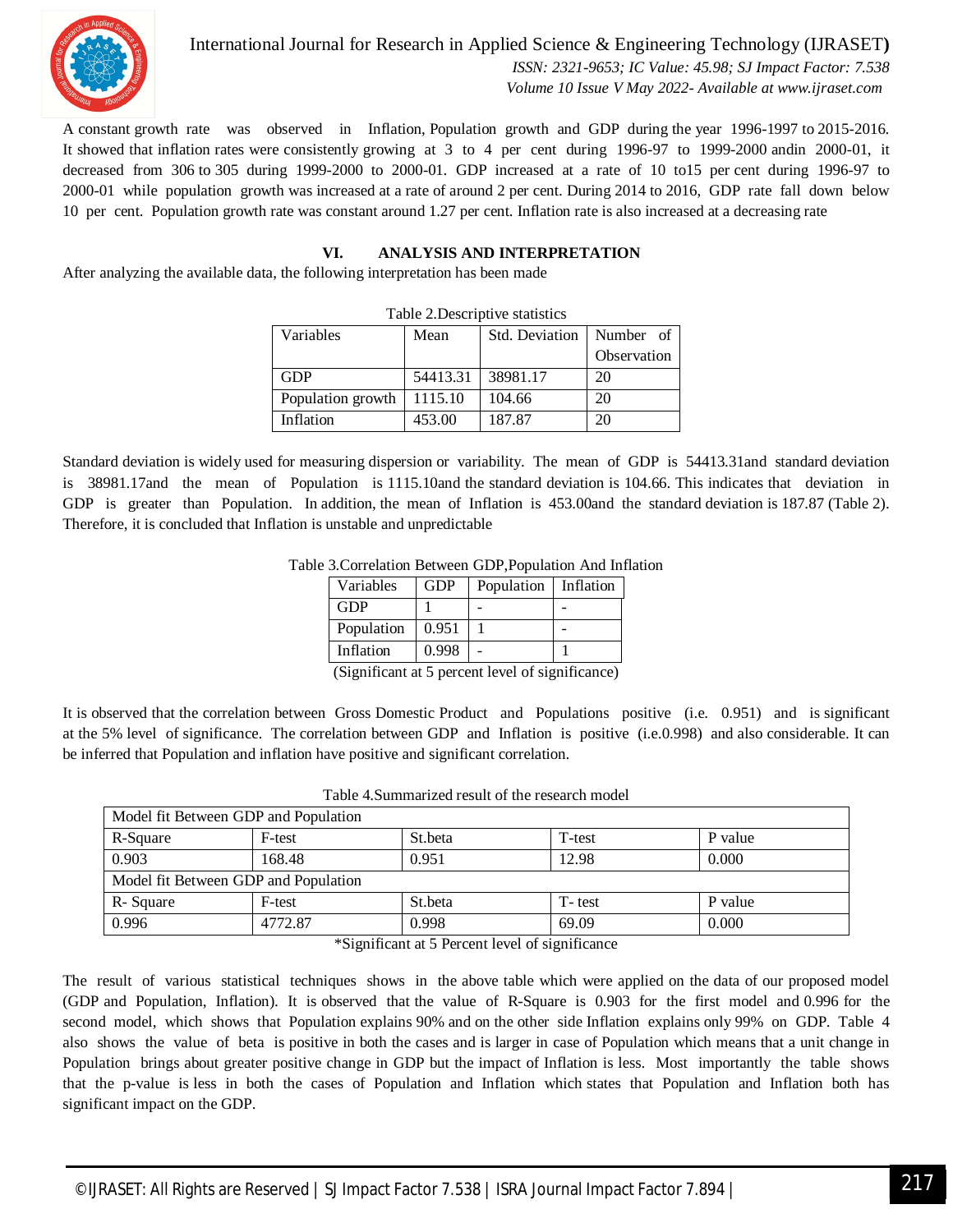A constant growth rate was observed in Inflation, Population growth and GDP during the year 1996-1997 to 2015-2016. It showed that inflation rates were consistently growing at 3 to 4 per cent during 1996-97 to 1999-2000 andin 2000-01, it decreased from 306 to 305 during 1999-2000 to 2000-01. GDP increased at a rate of 10 to15 per cent during 1996-97 to 2000-01 while population growth was increased at a rate of around 2 per cent. During 2014 to 2016, GDP rate fall down below 10 per cent. Population growth rate was constant around 1.27 per cent. Inflation rate is also increased at a decreasing rate

## VI. ANALYSIS AND INTERPRETATION

After analyzing the available data, the following interpretation has been made

Table 2.Descriptive statistics

| Variables | Mean | Std. Deviation | Number of Observation |
|---|---|---|---|
| GDP | 54413.31 | 38981.17 | 20 |
| Population growth | 1115.10 | 104.66 | 20 |
| Inflation | 453.00 | 187.87 | 20 |

Standard deviation is widely used for measuring dispersion or variability. The mean of GDP is 54413.31and standard deviation is 38981.17and the mean of Population is 1115.10and the standard deviation is 104.66. This indicates that deviation in GDP is greater than Population. In addition, the mean of Inflation is 453.00and the standard deviation is 187.87 (Table 2). Therefore, it is concluded that Inflation is unstable and unpredictable

Table 3.Correlation Between GDP,Population And Inflation

| Variables | GDP | Population | Inflation |
|---|---|---|---|
| GDP | 1 | - | - |
| Population | 0.951 | 1 | - |
| Inflation | 0.998 | - | 1 |

(Significant at 5 percent level of significance)

It is observed that the correlation between Gross Domestic Product and Populations positive (i.e. 0.951) and is significant at the 5% level of significance. The correlation between GDP and Inflation is positive (i.e.0.998) and also considerable. It can be inferred that Population and inflation have positive and significant correlation.

Table 4.Summarized result of the research model

| Model fit Between GDP and Population | | | | |
|---|---|---|---|---|
| R-Square | F-test | St.beta | T-test | P value |
| 0.903 | 168.48 | 0.951 | 12.98 | 0.000 |
| Model fit Between GDP and Population | | | | |
| R- Square | F-test | St.beta | T- test | P value |
| 0.996 | 4772.87 | 0.998 | 69.09 | 0.000 |

*Significant at 5 Percent level of significance

The result of various statistical techniques shows in the above table which were applied on the data of our proposed model (GDP and Population, Inflation). It is observed that the value of R-Square is 0.903 for the first model and 0.996 for the second model, which shows that Population explains 90% and on the other side Inflation explains only 99% on GDP. Table 4 also shows the value of beta is positive in both the cases and is larger in case of Population which means that a unit change in Population brings about greater positive change in GDP but the impact of Inflation is less. Most importantly the table shows that the p-value is less in both the cases of Population and Inflation which states that Population and Inflation both has significant impact on the GDP.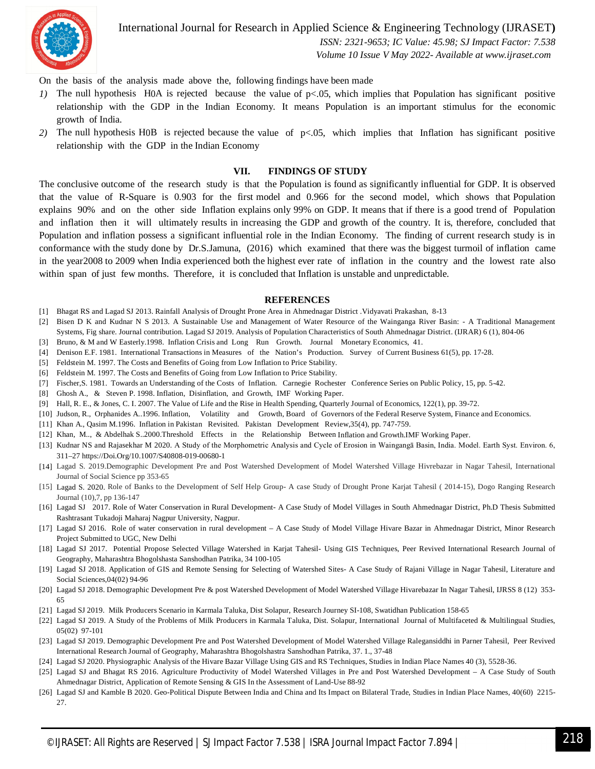On the basis of the analysis made above the, following findings have been made

1) The null hypothesis H0A is rejected because the value of p<.05, which implies that Population has significant positive relationship with the GDP in the Indian Economy. It means Population is an important stimulus for the economic growth of India.
2) The null hypothesis H0B is rejected because the value of p<.05, which implies that Inflation has significant positive relationship with the GDP in the Indian Economy

## VII. FINDINGS OF STUDY

The conclusive outcome of the research study is that the Population is found as significantly influential for GDP. It is observed that the value of R-Square is 0.903 for the first model and 0.966 for the second model, which shows that Population explains 90% and on the other side Inflation explains only 99% on GDP. It means that if there is a good trend of Population and inflation then it will ultimately results in increasing the GDP and growth of the country. It is, therefore, concluded that Population and inflation possess a significant influential role in the Indian Economy. The finding of current research study is in conformance with the study done by Dr.S.Jamuna, (2016) which examined that there was the biggest turmoil of inflation came in the year2008 to 2009 when India experienced both the highest ever rate of inflation in the country and the lowest rate also within span of just few months. Therefore, it is concluded that Inflation is unstable and unpredictable.

## REFERENCES

[1] Bhagat RS and Lagad SJ 2013. Rainfall Analysis of Drought Prone Area in Ahmednagar District .Vidyavati Prakashan, 8-13

[2] Bisen D K and Kudnar N S 2013. A Sustainable Use and Management of Water Resource of the Wainganga River Basin: - A Traditional Management Systems, Fig share. Journal contribution. Lagad SJ 2019. Analysis of Population Characteristics of South Ahmednagar District. (IJRAR) 6 (1), 804-06

[3] Bruno, & M and W Easterly.1998. Inflation Crisis and Long Run Growth. Journal Monetary Economics, 41.

[4] Denison E.F. 1981. International Transactions in Measures of the Nation's Production. Survey of Current Business 61(5), pp. 17-28.

[5] Feldstein M. 1997. The Costs and Benefits of Going from Low Inflation to Price Stability.

[6] Feldstein M. 1997. The Costs and Benefits of Going from Low Inflation to Price Stability.

[7] Fischer,S. 1981. Towards an Understanding of the Costs of Inflation. Carnegie Rochester Conference Series on Public Policy, 15, pp. 5-42.

[8] Ghosh A., & Steven P. 1998. Inflation, Disinflation, and Growth, IMF Working Paper.

[9] Hall, R. E., & Jones, C. I. 2007. The Value of Life and the Rise in Health Spending, Quarterly Journal of Economics, 122(1), pp. 39-72.

[10] Judson, R., Orphanides A..1996. Inflation, Volatility and Growth, Board of Governors of the Federal Reserve System, Finance and Economics.

[11] Khan A., Qasim M.1996. Inflation in Pakistan Revisited. Pakistan Development Review,35(4), pp. 747-759.

[12] Khan, M.., & Abdelhak S..2000.Threshold Effects in the Relationship Between Inflation and Growth.IMF Working Paper.

[13] Kudnar NS and Rajasekhar M 2020. A Study of the Morphometric Analysis and Cycle of Erosion in Waingangā Basin, India. Model. Earth Syst. Environ. 6, 311–27 https://Doi.Org/10.1007/S40808-019-00680-1

[14] Lagad S. 2019.Demographic Development Pre and Post Watershed Development of Model Watershed Village Hivrebazar in Nagar Tahesil, International Journal of Social Science pp 353-65

[15] Lagad S. 2020. Role of Banks to the Development of Self Help Group- A case Study of Drought Prone Karjat Tahesil ( 2014-15), Dogo Ranging Research Journal (10),7, pp 136-147

[16] Lagad SJ 2017. Role of Water Conservation in Rural Development- A Case Study of Model Villages in South Ahmednagar District, Ph.D Thesis Submitted Rashtrasant Tukadoji Maharaj Nagpur University, Nagpur.

[17] Lagad SJ 2016. Role of water conservation in rural development – A Case Study of Model Village Hivare Bazar in Ahmednagar District, Minor Research Project Submitted to UGC, New Delhi

[18] Lagad SJ 2017. Potential Propose Selected Village Watershed in Karjat Tahesil- Using GIS Techniques, Peer Revived International Research Journal of Geography, Maharashtra Bhogolshasta Sanshodhan Patrika, 34 100-105

[19] Lagad SJ 2018. Application of GIS and Remote Sensing for Selecting of Watershed Sites- A Case Study of Rajani Village in Nagar Tahesil, Literature and Social Sciences,04(02) 94-96

[20] Lagad SJ 2018. Demographic Development Pre & post Watershed Development of Model Watershed Village Hivarebazar In Nagar Tahesil, IJRSS 8 (12) 353-65

[21] Lagad SJ 2019. Milk Producers Scenario in Karmala Taluka, Dist Solapur, Research Journey SI-108, Swatidhan Publication 158-65

[22] Lagad SJ 2019. A Study of the Problems of Milk Producers in Karmala Taluka, Dist. Solapur, International Journal of Multifaceted & Multilingual Studies, 05(02) 97-101

[23] Lagad SJ 2019. Demographic Development Pre and Post Watershed Development of Model Watershed Village Ralegansiddhi in Parner Tahesil, Peer Revived International Research Journal of Geography, Maharashtra Bhogolshastra Sanshodhan Patrika, 37. 1., 37-48

[24] Lagad SJ 2020. Physiographic Analysis of the Hivare Bazar Village Using GIS and RS Techniques, Studies in Indian Place Names 40 (3), 5528-36.

[25] Lagad SJ and Bhagat RS 2016. Agriculture Productivity of Model Watershed Villages in Pre and Post Watershed Development – A Case Study of South Ahmednagar District, Application of Remote Sensing & GIS In the Assessment of Land-Use 88-92

[26] Lagad SJ and Kamble B 2020. Geo-Political Dispute Between India and China and Its Impact on Bilateral Trade, Studies in Indian Place Names, 40(60) 2215-27.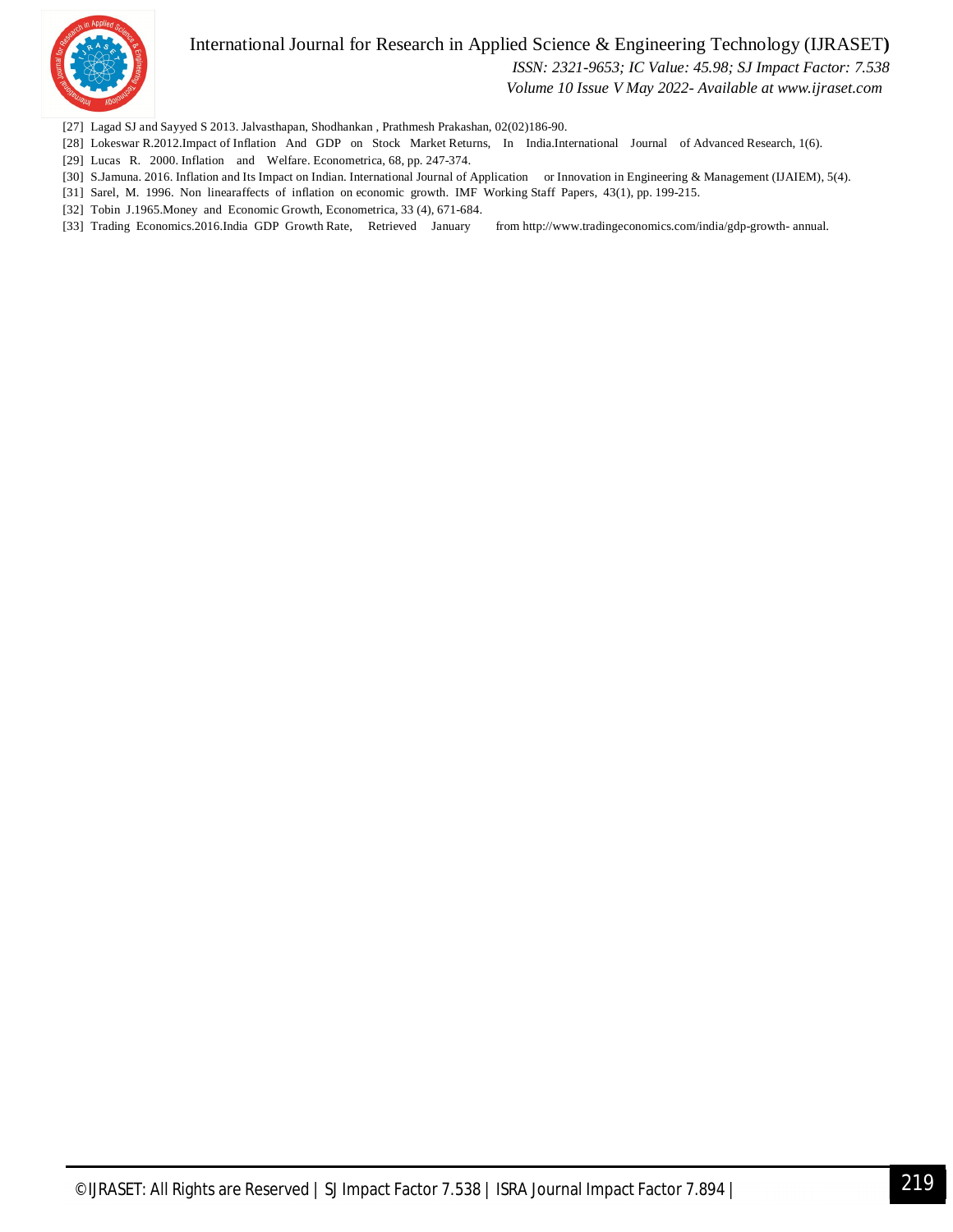[27] Lagad SJ and Sayyed S 2013. Jalvasthapan, Shodhankan , Prathmesh Prakashan, 02(02)186-90.

[28] Lokeswar R.2012.Impact of Inflation And GDP on Stock Market Returns, In India.International Journal of Advanced Research, 1(6).

[29] Lucas R. 2000. Inflation and Welfare. Econometrica, 68, pp. 247-374.

[30] S.Jamuna. 2016. Inflation and Its Impact on Indian. International Journal of Application or Innovation in Engineering & Management (IJAIEM), 5(4).

[31] Sarel, M. 1996. Non linearaffects of inflation on economic growth. IMF Working Staff Papers, 43(1), pp. 199-215.

[32] Tobin J.1965.Money and Economic Growth, Econometrica, 33 (4), 671-684.

[33] Trading Economics.2016.India GDP Growth Rate, Retrieved January from http://www.tradingeconomics.com/india/gdp-growth- annual.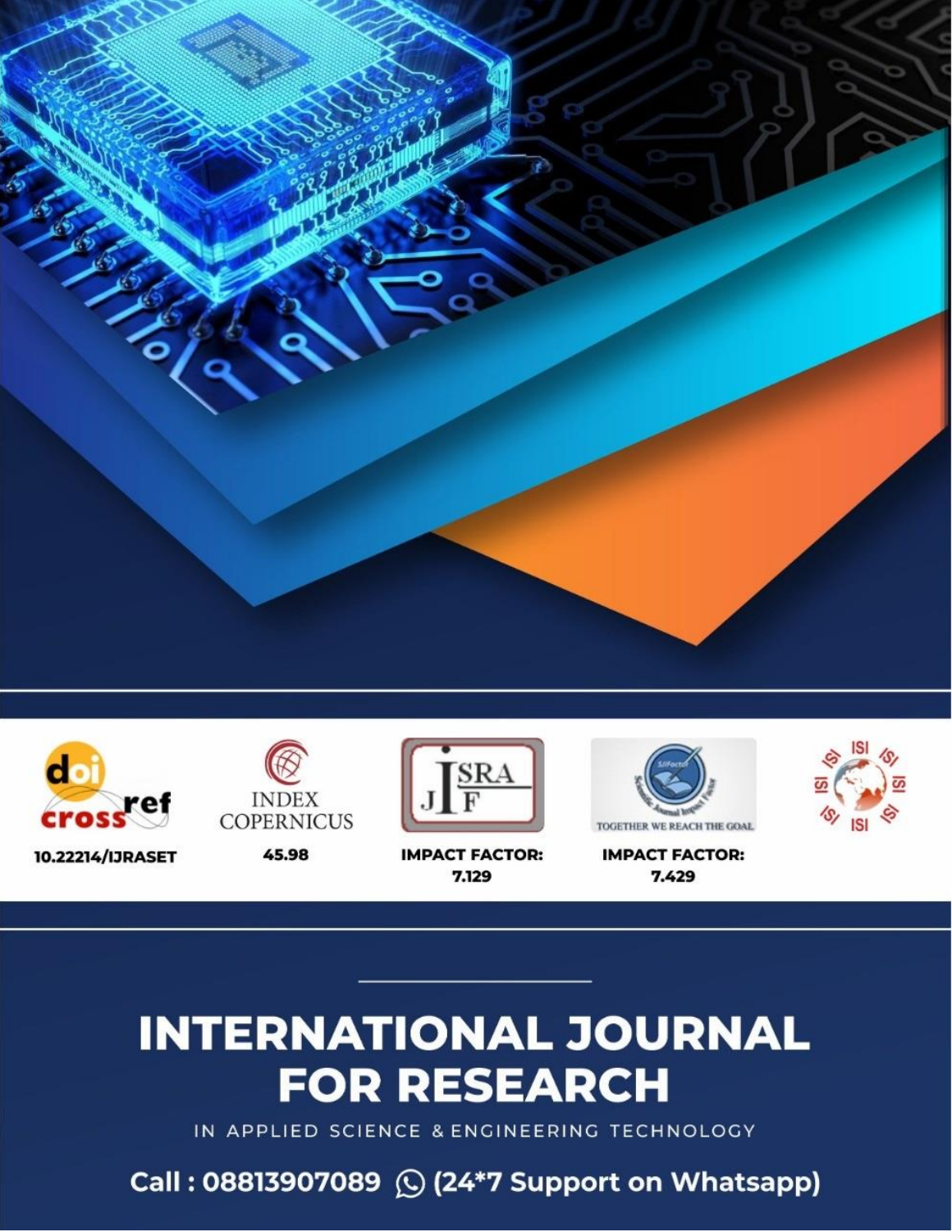10.22214/IJRASET

INDEX COPERNICUS

45.98

IMPACT FACTOR: 7.129

TOGETHER WE REACH THE GOAL

IMPACT FACTOR: 7.429

# INTERNATIONAL JOURNAL FOR RESEARCH

IN APPLIED SCIENCE & ENGINEERING TECHNOLOGY

Call : 08813907089 (24*7 Support on Whatsapp)